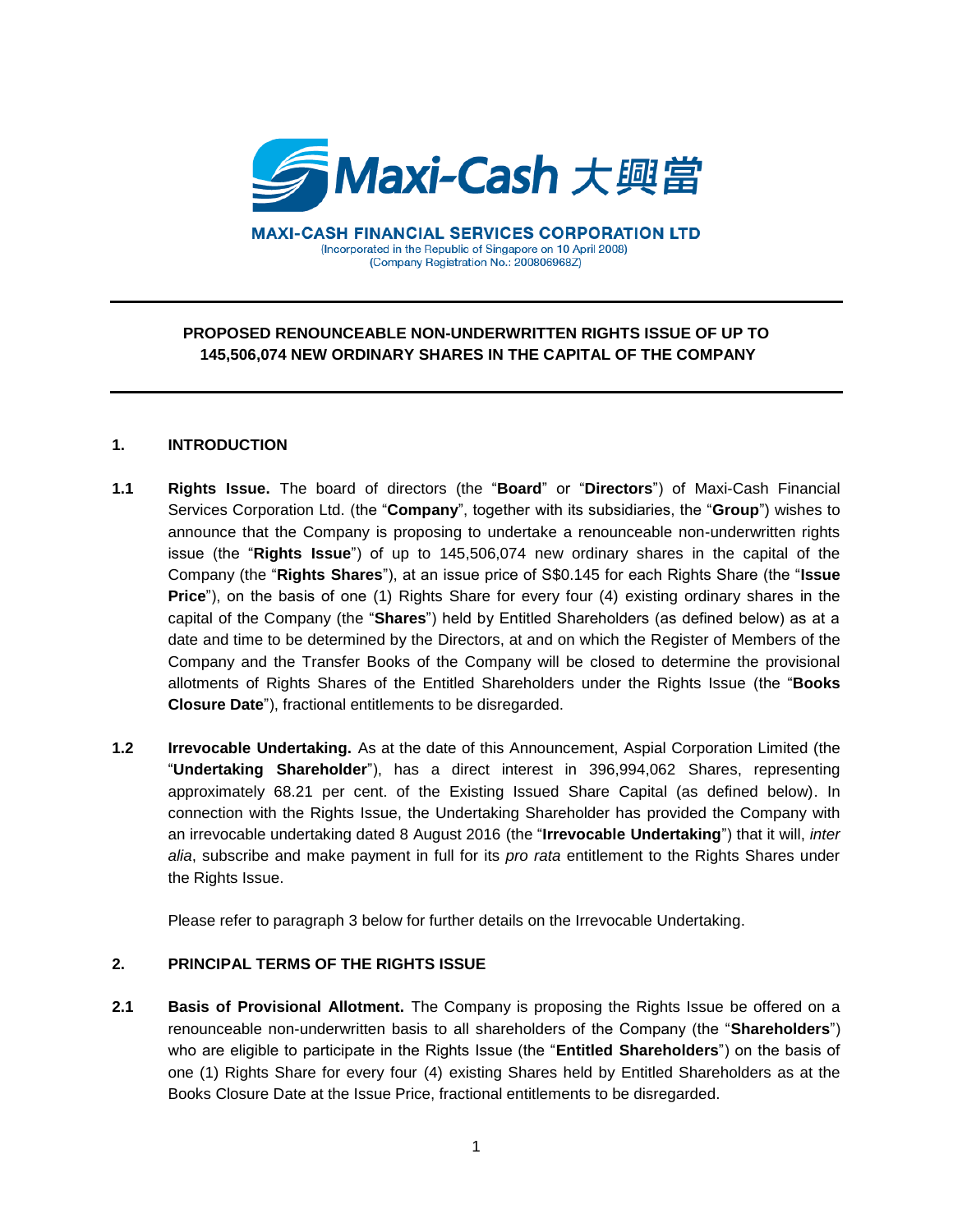**MAXI-CASH FINANCIAL SERVICES CORPORATION LTD**
(Incorporated in the Republic of Singapore on 10 April 2008)
(Company Registration No.: 200806968Z)

---

**PROPOSED RENOUNCEABLE NON-UNDERWRITTEN RIGHTS ISSUE OF UP TO 145,506,074 NEW ORDINARY SHARES IN THE CAPITAL OF THE COMPANY**

---

## 1. INTRODUCTION

**1.1 Rights Issue.** The board of directors (the "**Board**" or "**Directors**") of Maxi-Cash Financial Services Corporation Ltd. (the "**Company**", together with its subsidiaries, the "**Group**") wishes to announce that the Company is proposing to undertake a renounceable non-underwritten rights issue (the "**Rights Issue**") of up to 145,506,074 new ordinary shares in the capital of the Company (the "**Rights Shares**"), at an issue price of S$0.145 for each Rights Share (the "**Issue Price**"), on the basis of one (1) Rights Share for every four (4) existing ordinary shares in the capital of the Company (the "**Shares**") held by Entitled Shareholders (as defined below) as at a date and time to be determined by the Directors, at and on which the Register of Members of the Company and the Transfer Books of the Company will be closed to determine the provisional allotments of Rights Shares of the Entitled Shareholders under the Rights Issue (the "**Books Closure Date**"), fractional entitlements to be disregarded.

**1.2 Irrevocable Undertaking.** As at the date of this Announcement, Aspial Corporation Limited (the "**Undertaking Shareholder**"), has a direct interest in 396,994,062 Shares, representing approximately 68.21 per cent. of the Existing Issued Share Capital (as defined below). In connection with the Rights Issue, the Undertaking Shareholder has provided the Company with an irrevocable undertaking dated 8 August 2016 (the "**Irrevocable Undertaking**") that it will, *inter alia*, subscribe and make payment in full for its *pro rata* entitlement to the Rights Shares under the Rights Issue.

Please refer to paragraph 3 below for further details on the Irrevocable Undertaking.

## 2. PRINCIPAL TERMS OF THE RIGHTS ISSUE

**2.1 Basis of Provisional Allotment.** The Company is proposing the Rights Issue be offered on a renounceable non-underwritten basis to all shareholders of the Company (the "**Shareholders**") who are eligible to participate in the Rights Issue (the "**Entitled Shareholders**") on the basis of one (1) Rights Share for every four (4) existing Shares held by Entitled Shareholders as at the Books Closure Date at the Issue Price, fractional entitlements to be disregarded.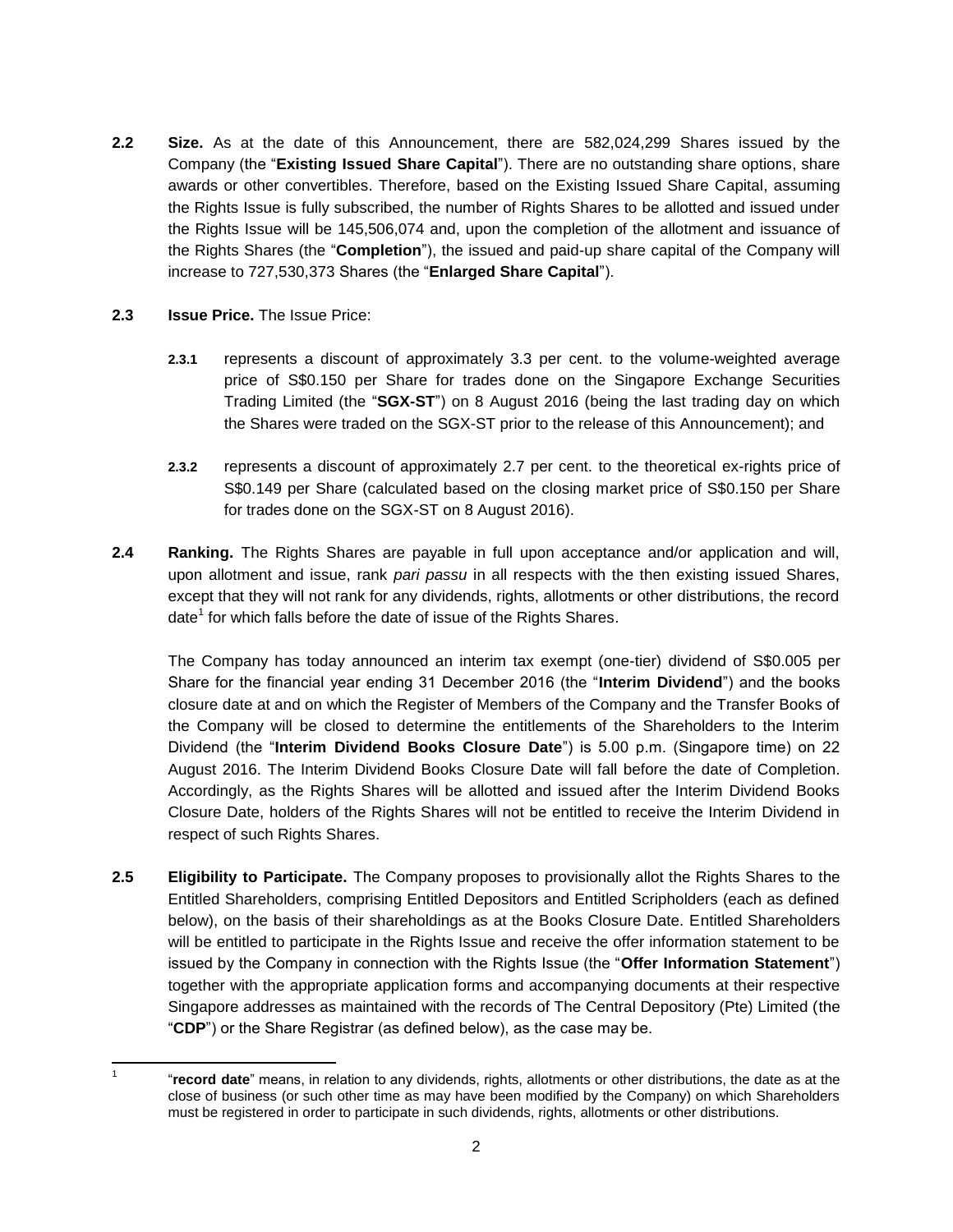**2.2** **Size.** As at the date of this Announcement, there are 582,024,299 Shares issued by the Company (the "**Existing Issued Share Capital**"). There are no outstanding share options, share awards or other convertibles. Therefore, based on the Existing Issued Share Capital, assuming the Rights Issue is fully subscribed, the number of Rights Shares to be allotted and issued under the Rights Issue will be 145,506,074 and, upon the completion of the allotment and issuance of the Rights Shares (the "**Completion**"), the issued and paid-up share capital of the Company will increase to 727,530,373 Shares (the "**Enlarged Share Capital**").

**2.3** **Issue Price.** The Issue Price:

**2.3.1** represents a discount of approximately 3.3 per cent. to the volume-weighted average price of S$0.150 per Share for trades done on the Singapore Exchange Securities Trading Limited (the "**SGX-ST**") on 8 August 2016 (being the last trading day on which the Shares were traded on the SGX-ST prior to the release of this Announcement); and

**2.3.2** represents a discount of approximately 2.7 per cent. to the theoretical ex-rights price of S$0.149 per Share (calculated based on the closing market price of S$0.150 per Share for trades done on the SGX-ST on 8 August 2016).

**2.4** **Ranking.** The Rights Shares are payable in full upon acceptance and/or application and will, upon allotment and issue, rank *pari passu* in all respects with the then existing issued Shares, except that they will not rank for any dividends, rights, allotments or other distributions, the record date[1] for which falls before the date of issue of the Rights Shares.

The Company has today announced an interim tax exempt (one-tier) dividend of S$0.005 per Share for the financial year ending 31 December 2016 (the "**Interim Dividend**") and the books closure date at and on which the Register of Members of the Company and the Transfer Books of the Company will be closed to determine the entitlements of the Shareholders to the Interim Dividend (the "**Interim Dividend Books Closure Date**") is 5.00 p.m. (Singapore time) on 22 August 2016. The Interim Dividend Books Closure Date will fall before the date of Completion. Accordingly, as the Rights Shares will be allotted and issued after the Interim Dividend Books Closure Date, holders of the Rights Shares will not be entitled to receive the Interim Dividend in respect of such Rights Shares.

**2.5** **Eligibility to Participate.** The Company proposes to provisionally allot the Rights Shares to the Entitled Shareholders, comprising Entitled Depositors and Entitled Scripholders (each as defined below), on the basis of their shareholdings as at the Books Closure Date. Entitled Shareholders will be entitled to participate in the Rights Issue and receive the offer information statement to be issued by the Company in connection with the Rights Issue (the "**Offer Information Statement**") together with the appropriate application forms and accompanying documents at their respective Singapore addresses as maintained with the records of The Central Depository (Pte) Limited (the "**CDP**") or the Share Registrar (as defined below), as the case may be.

---

[1] "**record date**" means, in relation to any dividends, rights, allotments or other distributions, the date as at the close of business (or such other time as may have been modified by the Company) on which Shareholders must be registered in order to participate in such dividends, rights, allotments or other distributions.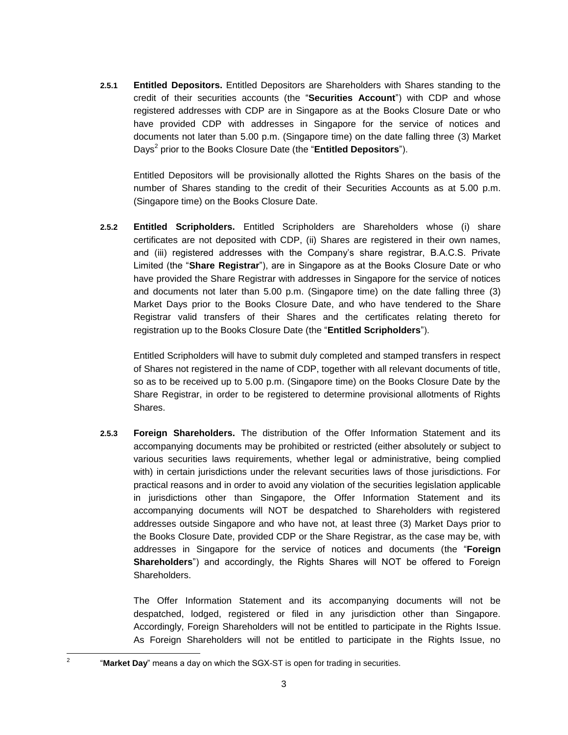**2.5.1 Entitled Depositors.** Entitled Depositors are Shareholders with Shares standing to the credit of their securities accounts (the "**Securities Account**") with CDP and whose registered addresses with CDP are in Singapore as at the Books Closure Date or who have provided CDP with addresses in Singapore for the service of notices and documents not later than 5.00 p.m. (Singapore time) on the date falling three (3) Market Days[2] prior to the Books Closure Date (the "**Entitled Depositors**").

Entitled Depositors will be provisionally allotted the Rights Shares on the basis of the number of Shares standing to the credit of their Securities Accounts as at 5.00 p.m. (Singapore time) on the Books Closure Date.

**2.5.2 Entitled Scripholders.** Entitled Scripholders are Shareholders whose (i) share certificates are not deposited with CDP, (ii) Shares are registered in their own names, and (iii) registered addresses with the Company's share registrar, B.A.C.S. Private Limited (the "**Share Registrar**"), are in Singapore as at the Books Closure Date or who have provided the Share Registrar with addresses in Singapore for the service of notices and documents not later than 5.00 p.m. (Singapore time) on the date falling three (3) Market Days prior to the Books Closure Date, and who have tendered to the Share Registrar valid transfers of their Shares and the certificates relating thereto for registration up to the Books Closure Date (the "**Entitled Scripholders**").

Entitled Scripholders will have to submit duly completed and stamped transfers in respect of Shares not registered in the name of CDP, together with all relevant documents of title, so as to be received up to 5.00 p.m. (Singapore time) on the Books Closure Date by the Share Registrar, in order to be registered to determine provisional allotments of Rights Shares.

**2.5.3 Foreign Shareholders.** The distribution of the Offer Information Statement and its accompanying documents may be prohibited or restricted (either absolutely or subject to various securities laws requirements, whether legal or administrative, being complied with) in certain jurisdictions under the relevant securities laws of those jurisdictions. For practical reasons and in order to avoid any violation of the securities legislation applicable in jurisdictions other than Singapore, the Offer Information Statement and its accompanying documents will NOT be despatched to Shareholders with registered addresses outside Singapore and who have not, at least three (3) Market Days prior to the Books Closure Date, provided CDP or the Share Registrar, as the case may be, with addresses in Singapore for the service of notices and documents (the "**Foreign Shareholders**") and accordingly, the Rights Shares will NOT be offered to Foreign Shareholders.

The Offer Information Statement and its accompanying documents will not be despatched, lodged, registered or filed in any jurisdiction other than Singapore. Accordingly, Foreign Shareholders will not be entitled to participate in the Rights Issue. As Foreign Shareholders will not be entitled to participate in the Rights Issue, no

---

[2] "**Market Day**" means a day on which the SGX-ST is open for trading in securities.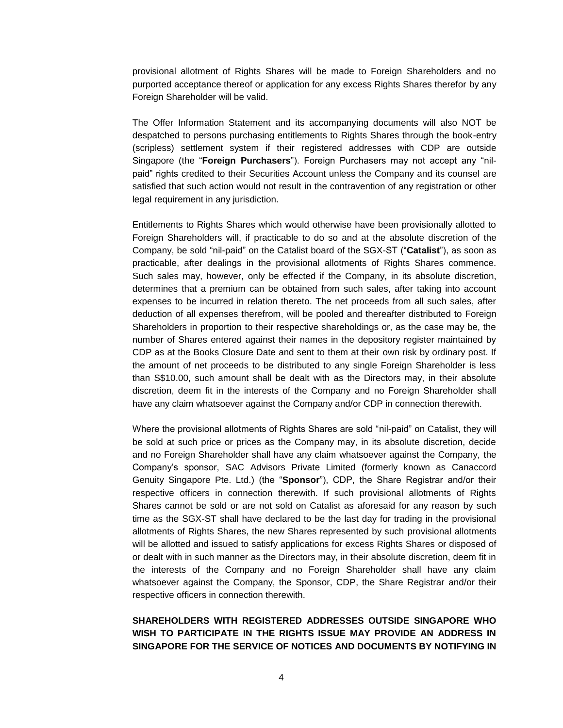provisional allotment of Rights Shares will be made to Foreign Shareholders and no purported acceptance thereof or application for any excess Rights Shares therefor by any Foreign Shareholder will be valid.

The Offer Information Statement and its accompanying documents will also NOT be despatched to persons purchasing entitlements to Rights Shares through the book-entry (scripless) settlement system if their registered addresses with CDP are outside Singapore (the "**Foreign Purchasers**"). Foreign Purchasers may not accept any "nil-paid" rights credited to their Securities Account unless the Company and its counsel are satisfied that such action would not result in the contravention of any registration or other legal requirement in any jurisdiction.

Entitlements to Rights Shares which would otherwise have been provisionally allotted to Foreign Shareholders will, if practicable to do so and at the absolute discretion of the Company, be sold "nil-paid" on the Catalist board of the SGX-ST ("**Catalist**"), as soon as practicable, after dealings in the provisional allotments of Rights Shares commence. Such sales may, however, only be effected if the Company, in its absolute discretion, determines that a premium can be obtained from such sales, after taking into account expenses to be incurred in relation thereto. The net proceeds from all such sales, after deduction of all expenses therefrom, will be pooled and thereafter distributed to Foreign Shareholders in proportion to their respective shareholdings or, as the case may be, the number of Shares entered against their names in the depository register maintained by CDP as at the Books Closure Date and sent to them at their own risk by ordinary post. If the amount of net proceeds to be distributed to any single Foreign Shareholder is less than S$10.00, such amount shall be dealt with as the Directors may, in their absolute discretion, deem fit in the interests of the Company and no Foreign Shareholder shall have any claim whatsoever against the Company and/or CDP in connection therewith.

Where the provisional allotments of Rights Shares are sold "nil-paid" on Catalist, they will be sold at such price or prices as the Company may, in its absolute discretion, decide and no Foreign Shareholder shall have any claim whatsoever against the Company, the Company's sponsor, SAC Advisors Private Limited (formerly known as Canaccord Genuity Singapore Pte. Ltd.) (the "**Sponsor**"), CDP, the Share Registrar and/or their respective officers in connection therewith. If such provisional allotments of Rights Shares cannot be sold or are not sold on Catalist as aforesaid for any reason by such time as the SGX-ST shall have declared to be the last day for trading in the provisional allotments of Rights Shares, the new Shares represented by such provisional allotments will be allotted and issued to satisfy applications for excess Rights Shares or disposed of or dealt with in such manner as the Directors may, in their absolute discretion, deem fit in the interests of the Company and no Foreign Shareholder shall have any claim whatsoever against the Company, the Sponsor, CDP, the Share Registrar and/or their respective officers in connection therewith.

**SHAREHOLDERS WITH REGISTERED ADDRESSES OUTSIDE SINGAPORE WHO WISH TO PARTICIPATE IN THE RIGHTS ISSUE MAY PROVIDE AN ADDRESS IN SINGAPORE FOR THE SERVICE OF NOTICES AND DOCUMENTS BY NOTIFYING IN**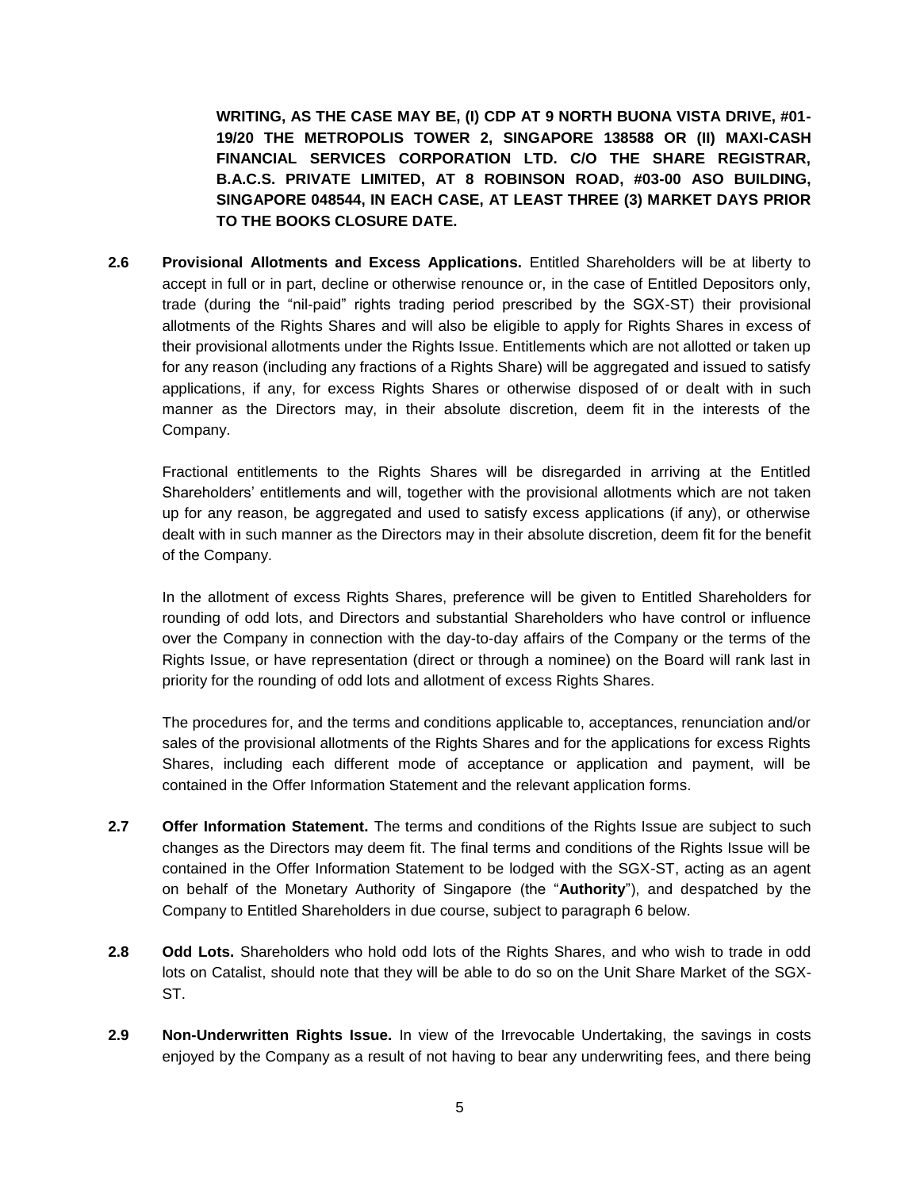**WRITING, AS THE CASE MAY BE, (I) CDP AT 9 NORTH BUONA VISTA DRIVE, #01-19/20 THE METROPOLIS TOWER 2, SINGAPORE 138588 OR (II) MAXI-CASH FINANCIAL SERVICES CORPORATION LTD. C/O THE SHARE REGISTRAR, B.A.C.S. PRIVATE LIMITED, AT 8 ROBINSON ROAD, #03-00 ASO BUILDING, SINGAPORE 048544, IN EACH CASE, AT LEAST THREE (3) MARKET DAYS PRIOR TO THE BOOKS CLOSURE DATE.**

**2.6 Provisional Allotments and Excess Applications.** Entitled Shareholders will be at liberty to accept in full or in part, decline or otherwise renounce or, in the case of Entitled Depositors only, trade (during the "nil-paid" rights trading period prescribed by the SGX-ST) their provisional allotments of the Rights Shares and will also be eligible to apply for Rights Shares in excess of their provisional allotments under the Rights Issue. Entitlements which are not allotted or taken up for any reason (including any fractions of a Rights Share) will be aggregated and issued to satisfy applications, if any, for excess Rights Shares or otherwise disposed of or dealt with in such manner as the Directors may, in their absolute discretion, deem fit in the interests of the Company.

Fractional entitlements to the Rights Shares will be disregarded in arriving at the Entitled Shareholders' entitlements and will, together with the provisional allotments which are not taken up for any reason, be aggregated and used to satisfy excess applications (if any), or otherwise dealt with in such manner as the Directors may in their absolute discretion, deem fit for the benefit of the Company.

In the allotment of excess Rights Shares, preference will be given to Entitled Shareholders for rounding of odd lots, and Directors and substantial Shareholders who have control or influence over the Company in connection with the day-to-day affairs of the Company or the terms of the Rights Issue, or have representation (direct or through a nominee) on the Board will rank last in priority for the rounding of odd lots and allotment of excess Rights Shares.

The procedures for, and the terms and conditions applicable to, acceptances, renunciation and/or sales of the provisional allotments of the Rights Shares and for the applications for excess Rights Shares, including each different mode of acceptance or application and payment, will be contained in the Offer Information Statement and the relevant application forms.

**2.7 Offer Information Statement.** The terms and conditions of the Rights Issue are subject to such changes as the Directors may deem fit. The final terms and conditions of the Rights Issue will be contained in the Offer Information Statement to be lodged with the SGX-ST, acting as an agent on behalf of the Monetary Authority of Singapore (the "**Authority**"), and despatched by the Company to Entitled Shareholders in due course, subject to paragraph 6 below.

**2.8 Odd Lots.** Shareholders who hold odd lots of the Rights Shares, and who wish to trade in odd lots on Catalist, should note that they will be able to do so on the Unit Share Market of the SGX-ST.

**2.9 Non-Underwritten Rights Issue.** In view of the Irrevocable Undertaking, the savings in costs enjoyed by the Company as a result of not having to bear any underwriting fees, and there being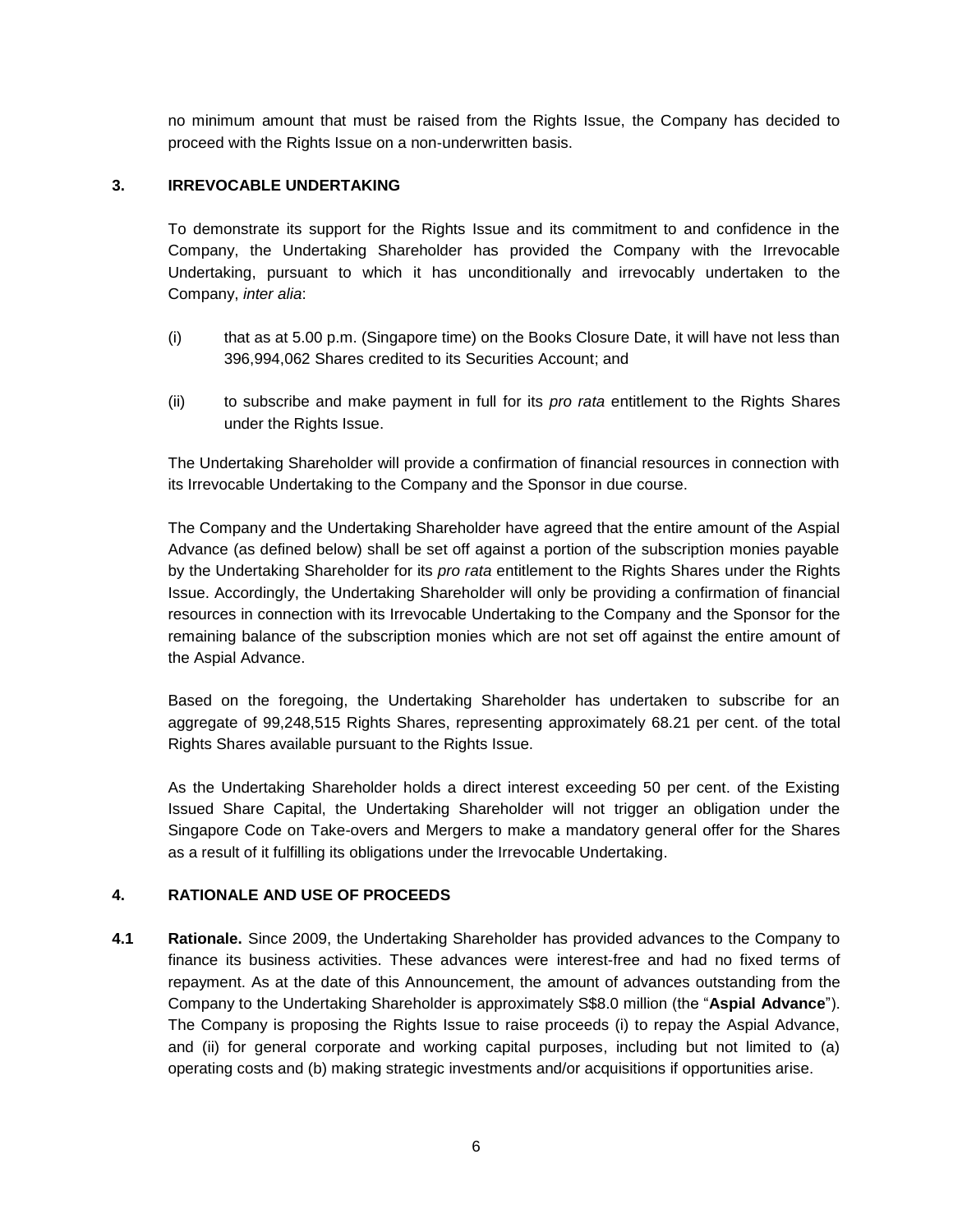no minimum amount that must be raised from the Rights Issue, the Company has decided to proceed with the Rights Issue on a non-underwritten basis.

## 3. IRREVOCABLE UNDERTAKING

To demonstrate its support for the Rights Issue and its commitment to and confidence in the Company, the Undertaking Shareholder has provided the Company with the Irrevocable Undertaking, pursuant to which it has unconditionally and irrevocably undertaken to the Company, *inter alia*:

(i) that as at 5.00 p.m. (Singapore time) on the Books Closure Date, it will have not less than 396,994,062 Shares credited to its Securities Account; and

(ii) to subscribe and make payment in full for its *pro rata* entitlement to the Rights Shares under the Rights Issue.

The Undertaking Shareholder will provide a confirmation of financial resources in connection with its Irrevocable Undertaking to the Company and the Sponsor in due course.

The Company and the Undertaking Shareholder have agreed that the entire amount of the Aspial Advance (as defined below) shall be set off against a portion of the subscription monies payable by the Undertaking Shareholder for its *pro rata* entitlement to the Rights Shares under the Rights Issue. Accordingly, the Undertaking Shareholder will only be providing a confirmation of financial resources in connection with its Irrevocable Undertaking to the Company and the Sponsor for the remaining balance of the subscription monies which are not set off against the entire amount of the Aspial Advance.

Based on the foregoing, the Undertaking Shareholder has undertaken to subscribe for an aggregate of 99,248,515 Rights Shares, representing approximately 68.21 per cent. of the total Rights Shares available pursuant to the Rights Issue.

As the Undertaking Shareholder holds a direct interest exceeding 50 per cent. of the Existing Issued Share Capital, the Undertaking Shareholder will not trigger an obligation under the Singapore Code on Take-overs and Mergers to make a mandatory general offer for the Shares as a result of it fulfilling its obligations under the Irrevocable Undertaking.

## 4. RATIONALE AND USE OF PROCEEDS

**4.1 Rationale.** Since 2009, the Undertaking Shareholder has provided advances to the Company to finance its business activities. These advances were interest-free and had no fixed terms of repayment. As at the date of this Announcement, the amount of advances outstanding from the Company to the Undertaking Shareholder is approximately S$8.0 million (the "**Aspial Advance**"). The Company is proposing the Rights Issue to raise proceeds (i) to repay the Aspial Advance, and (ii) for general corporate and working capital purposes, including but not limited to (a) operating costs and (b) making strategic investments and/or acquisitions if opportunities arise.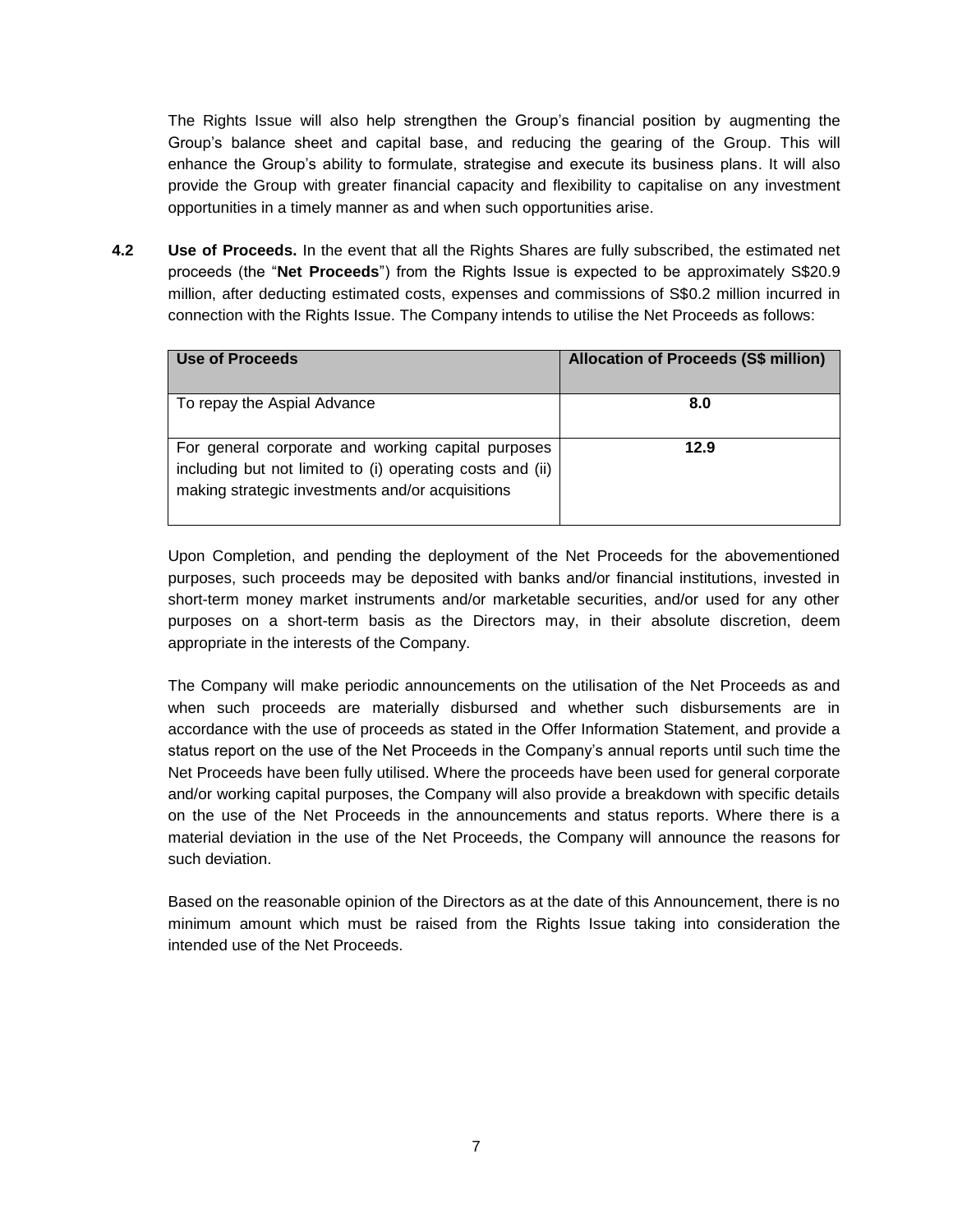The Rights Issue will also help strengthen the Group's financial position by augmenting the Group's balance sheet and capital base, and reducing the gearing of the Group. This will enhance the Group's ability to formulate, strategise and execute its business plans. It will also provide the Group with greater financial capacity and flexibility to capitalise on any investment opportunities in a timely manner as and when such opportunities arise.

**4.2 Use of Proceeds.** In the event that all the Rights Shares are fully subscribed, the estimated net proceeds (the "**Net Proceeds**") from the Rights Issue is expected to be approximately S$20.9 million, after deducting estimated costs, expenses and commissions of S$0.2 million incurred in connection with the Rights Issue. The Company intends to utilise the Net Proceeds as follows:

| Use of Proceeds | Allocation of Proceeds (S$ million) |
| --- | --- |
| To repay the Aspial Advance | **8.0** |
| For general corporate and working capital purposes including but not limited to (i) operating costs and (ii) making strategic investments and/or acquisitions | **12.9** |

Upon Completion, and pending the deployment of the Net Proceeds for the abovementioned purposes, such proceeds may be deposited with banks and/or financial institutions, invested in short-term money market instruments and/or marketable securities, and/or used for any other purposes on a short-term basis as the Directors may, in their absolute discretion, deem appropriate in the interests of the Company.

The Company will make periodic announcements on the utilisation of the Net Proceeds as and when such proceeds are materially disbursed and whether such disbursements are in accordance with the use of proceeds as stated in the Offer Information Statement, and provide a status report on the use of the Net Proceeds in the Company's annual reports until such time the Net Proceeds have been fully utilised. Where the proceeds have been used for general corporate and/or working capital purposes, the Company will also provide a breakdown with specific details on the use of the Net Proceeds in the announcements and status reports. Where there is a material deviation in the use of the Net Proceeds, the Company will announce the reasons for such deviation.

Based on the reasonable opinion of the Directors as at the date of this Announcement, there is no minimum amount which must be raised from the Rights Issue taking into consideration the intended use of the Net Proceeds.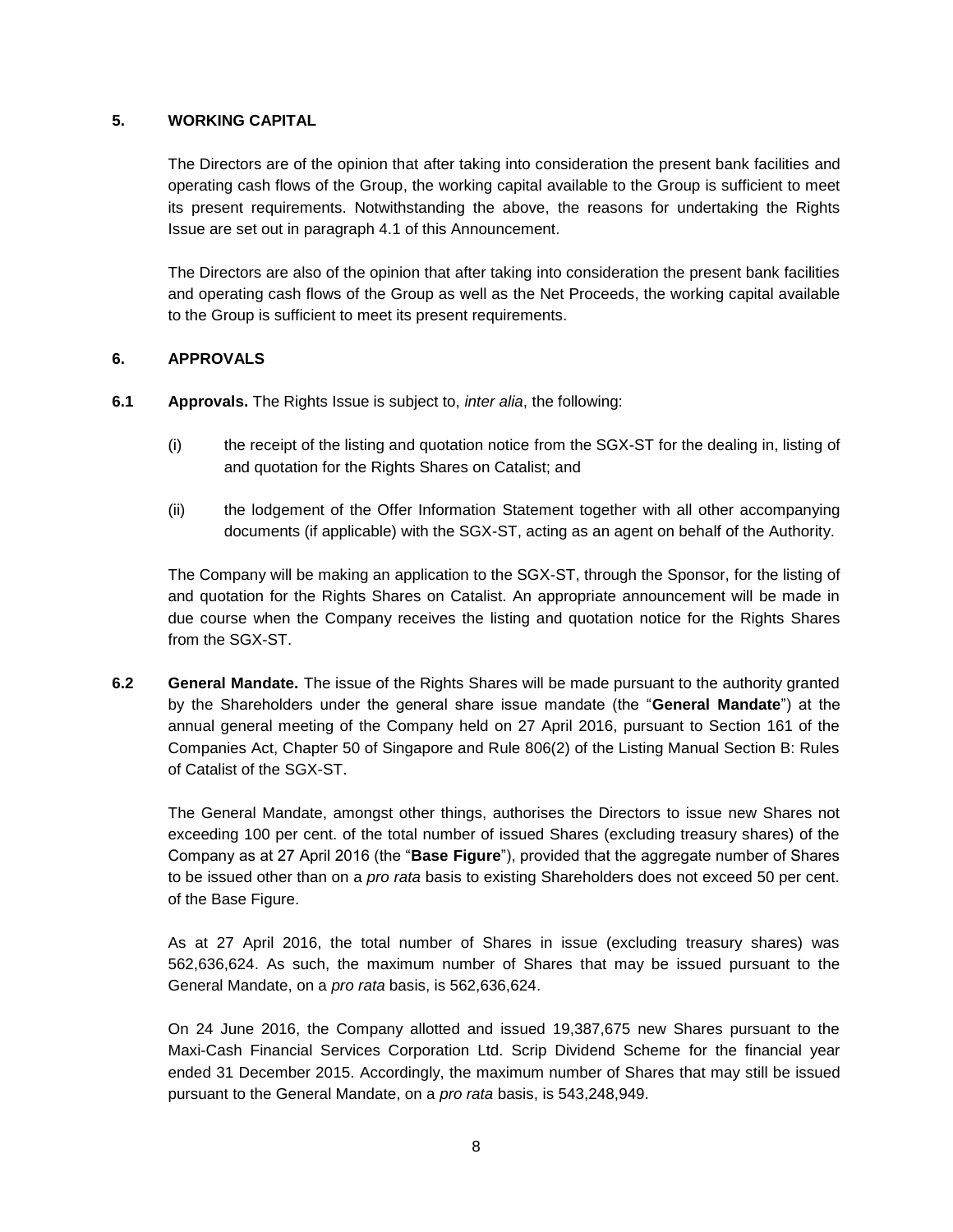## 5. WORKING CAPITAL

The Directors are of the opinion that after taking into consideration the present bank facilities and operating cash flows of the Group, the working capital available to the Group is sufficient to meet its present requirements. Notwithstanding the above, the reasons for undertaking the Rights Issue are set out in paragraph 4.1 of this Announcement.

The Directors are also of the opinion that after taking into consideration the present bank facilities and operating cash flows of the Group as well as the Net Proceeds, the working capital available to the Group is sufficient to meet its present requirements.

## 6. APPROVALS

**6.1 Approvals.** The Rights Issue is subject to, *inter alia*, the following:

(i) the receipt of the listing and quotation notice from the SGX-ST for the dealing in, listing of and quotation for the Rights Shares on Catalist; and

(ii) the lodgement of the Offer Information Statement together with all other accompanying documents (if applicable) with the SGX-ST, acting as an agent on behalf of the Authority.

The Company will be making an application to the SGX-ST, through the Sponsor, for the listing of and quotation for the Rights Shares on Catalist. An appropriate announcement will be made in due course when the Company receives the listing and quotation notice for the Rights Shares from the SGX-ST.

**6.2 General Mandate.** The issue of the Rights Shares will be made pursuant to the authority granted by the Shareholders under the general share issue mandate (the "**General Mandate**") at the annual general meeting of the Company held on 27 April 2016, pursuant to Section 161 of the Companies Act, Chapter 50 of Singapore and Rule 806(2) of the Listing Manual Section B: Rules of Catalist of the SGX-ST.

The General Mandate, amongst other things, authorises the Directors to issue new Shares not exceeding 100 per cent. of the total number of issued Shares (excluding treasury shares) of the Company as at 27 April 2016 (the "**Base Figure**"), provided that the aggregate number of Shares to be issued other than on a *pro rata* basis to existing Shareholders does not exceed 50 per cent. of the Base Figure.

As at 27 April 2016, the total number of Shares in issue (excluding treasury shares) was 562,636,624. As such, the maximum number of Shares that may be issued pursuant to the General Mandate, on a *pro rata* basis, is 562,636,624.

On 24 June 2016, the Company allotted and issued 19,387,675 new Shares pursuant to the Maxi-Cash Financial Services Corporation Ltd. Scrip Dividend Scheme for the financial year ended 31 December 2015. Accordingly, the maximum number of Shares that may still be issued pursuant to the General Mandate, on a *pro rata* basis, is 543,248,949.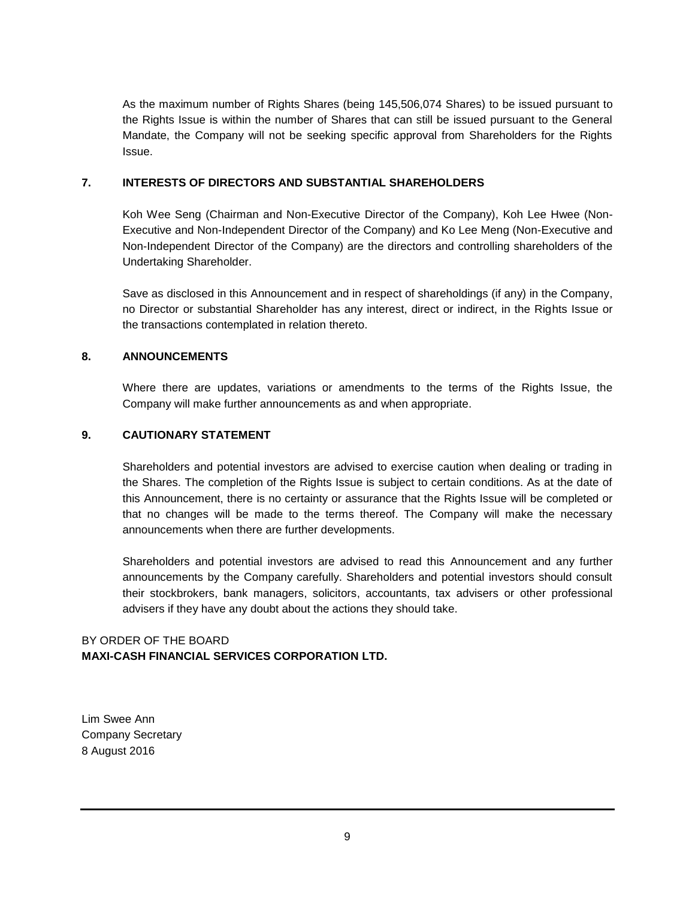As the maximum number of Rights Shares (being 145,506,074 Shares) to be issued pursuant to the Rights Issue is within the number of Shares that can still be issued pursuant to the General Mandate, the Company will not be seeking specific approval from Shareholders for the Rights Issue.

## 7. INTERESTS OF DIRECTORS AND SUBSTANTIAL SHAREHOLDERS

Koh Wee Seng (Chairman and Non-Executive Director of the Company), Koh Lee Hwee (Non-Executive and Non-Independent Director of the Company) and Ko Lee Meng (Non-Executive and Non-Independent Director of the Company) are the directors and controlling shareholders of the Undertaking Shareholder.

Save as disclosed in this Announcement and in respect of shareholdings (if any) in the Company, no Director or substantial Shareholder has any interest, direct or indirect, in the Rights Issue or the transactions contemplated in relation thereto.

## 8. ANNOUNCEMENTS

Where there are updates, variations or amendments to the terms of the Rights Issue, the Company will make further announcements as and when appropriate.

## 9. CAUTIONARY STATEMENT

Shareholders and potential investors are advised to exercise caution when dealing or trading in the Shares. The completion of the Rights Issue is subject to certain conditions. As at the date of this Announcement, there is no certainty or assurance that the Rights Issue will be completed or that no changes will be made to the terms thereof. The Company will make the necessary announcements when there are further developments.

Shareholders and potential investors are advised to read this Announcement and any further announcements by the Company carefully. Shareholders and potential investors should consult their stockbrokers, bank managers, solicitors, accountants, tax advisers or other professional advisers if they have any doubt about the actions they should take.

BY ORDER OF THE BOARD
**MAXI-CASH FINANCIAL SERVICES CORPORATION LTD.**

Lim Swee Ann
Company Secretary
8 August 2016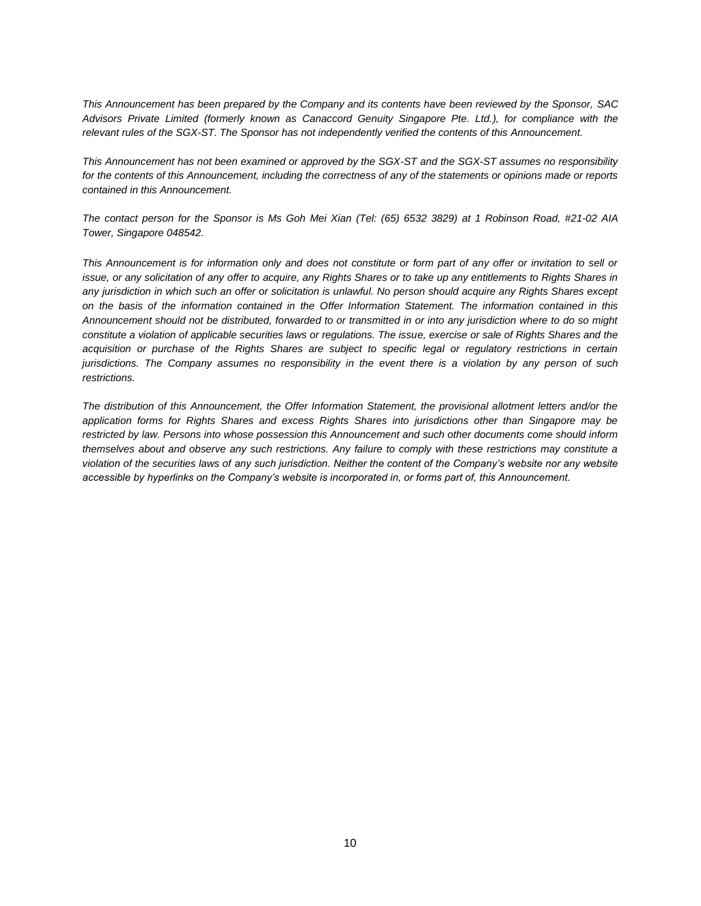*This Announcement has been prepared by the Company and its contents have been reviewed by the Sponsor, SAC Advisors Private Limited (formerly known as Canaccord Genuity Singapore Pte. Ltd.), for compliance with the relevant rules of the SGX-ST. The Sponsor has not independently verified the contents of this Announcement.*

*This Announcement has not been examined or approved by the SGX-ST and the SGX-ST assumes no responsibility for the contents of this Announcement, including the correctness of any of the statements or opinions made or reports contained in this Announcement.*

*The contact person for the Sponsor is Ms Goh Mei Xian (Tel: (65) 6532 3829) at 1 Robinson Road, #21-02 AIA Tower, Singapore 048542.*

*This Announcement is for information only and does not constitute or form part of any offer or invitation to sell or issue, or any solicitation of any offer to acquire, any Rights Shares or to take up any entitlements to Rights Shares in any jurisdiction in which such an offer or solicitation is unlawful. No person should acquire any Rights Shares except on the basis of the information contained in the Offer Information Statement. The information contained in this Announcement should not be distributed, forwarded to or transmitted in or into any jurisdiction where to do so might constitute a violation of applicable securities laws or regulations. The issue, exercise or sale of Rights Shares and the acquisition or purchase of the Rights Shares are subject to specific legal or regulatory restrictions in certain jurisdictions. The Company assumes no responsibility in the event there is a violation by any person of such restrictions.*

*The distribution of this Announcement, the Offer Information Statement, the provisional allotment letters and/or the application forms for Rights Shares and excess Rights Shares into jurisdictions other than Singapore may be restricted by law. Persons into whose possession this Announcement and such other documents come should inform themselves about and observe any such restrictions. Any failure to comply with these restrictions may constitute a violation of the securities laws of any such jurisdiction. Neither the content of the Company's website nor any website accessible by hyperlinks on the Company's website is incorporated in, or forms part of, this Announcement.*